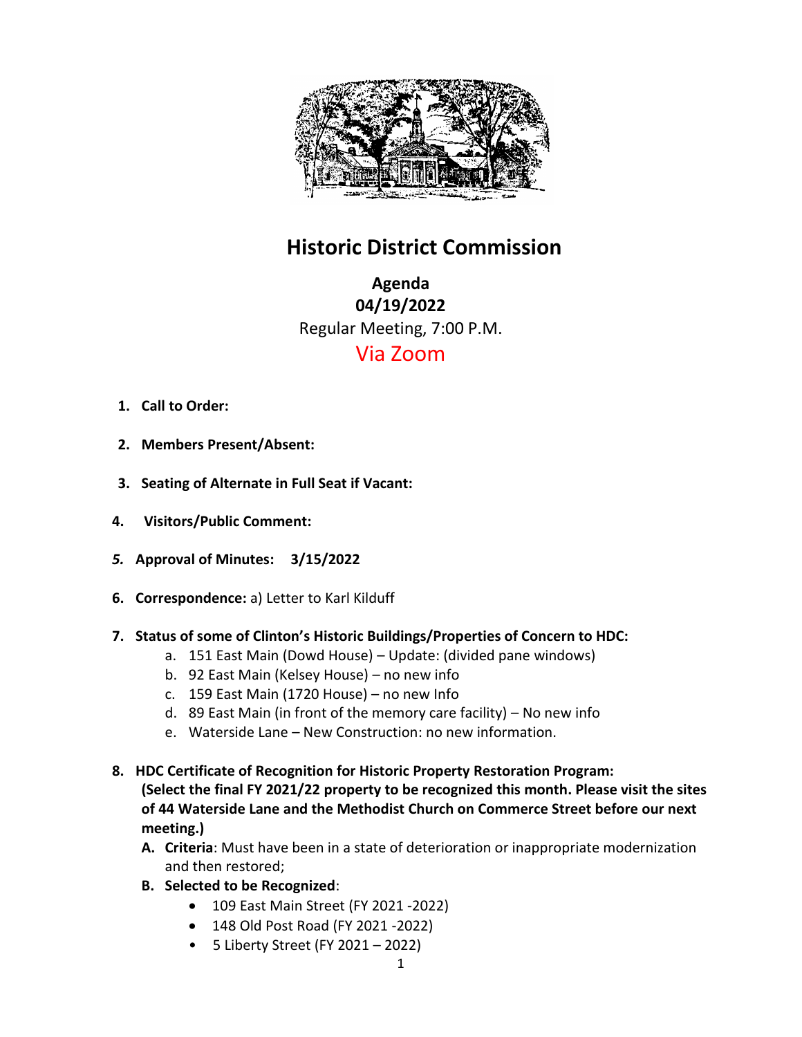# Historic District Commission

**Agenda**
**04/19/2022**
Regular Meeting, 7:00 P.M.
Via Zoom

1. **Call to Order:**
2. **Members Present/Absent:**
3. **Seating of Alternate in Full Seat if Vacant:**
4. **Visitors/Public Comment:**
5. **Approval of Minutes: 3/15/2022**
6. **Correspondence:** a) Letter to Karl Kilduff
7. **Status of some of Clinton's Historic Buildings/Properties of Concern to HDC:**
   a. 151 East Main (Dowd House) – Update: (divided pane windows)
   b. 92 East Main (Kelsey House) – no new info
   c. 159 East Main (1720 House) – no new Info
   d. 89 East Main (in front of the memory care facility) – No new info
   e. Waterside Lane – New Construction: no new information.
8. **HDC Certificate of Recognition for Historic Property Restoration Program: (Select the final FY 2021/22 property to be recognized this month. Please visit the sites of 44 Waterside Lane and the Methodist Church on Commerce Street before our next meeting.)**
   A. **Criteria**: Must have been in a state of deterioration or inappropriate modernization and then restored;
   B. **Selected to be Recognized**:
      - 109 East Main Street (FY 2021 -2022)
      - 148 Old Post Road (FY 2021 -2022)
      - 5 Liberty Street (FY 2021 – 2022)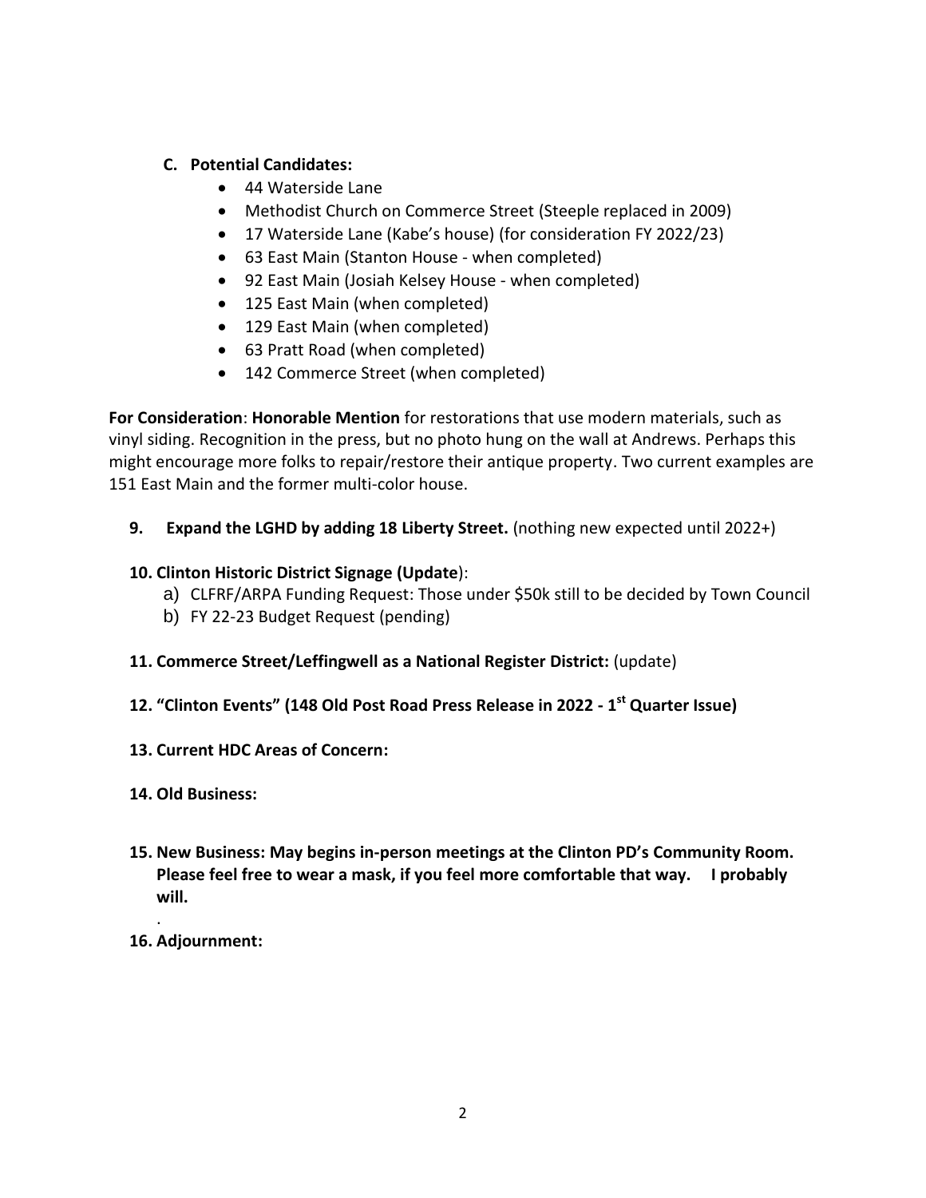**C. Potential Candidates:**

- 44 Waterside Lane
- Methodist Church on Commerce Street (Steeple replaced in 2009)
- 17 Waterside Lane (Kabe's house) (for consideration FY 2022/23)
- 63 East Main (Stanton House - when completed)
- 92 East Main (Josiah Kelsey House - when completed)
- 125 East Main (when completed)
- 129 East Main (when completed)
- 63 Pratt Road (when completed)
- 142 Commerce Street (when completed)

**For Consideration**: **Honorable Mention** for restorations that use modern materials, such as vinyl siding. Recognition in the press, but no photo hung on the wall at Andrews. Perhaps this might encourage more folks to repair/restore their antique property. Two current examples are 151 East Main and the former multi-color house.

**9. Expand the LGHD by adding 18 Liberty Street.** (nothing new expected until 2022+)

**10. Clinton Historic District Signage (Update**):

a) CLFRF/ARPA Funding Request: Those under $50k still to be decided by Town Council

b) FY 22-23 Budget Request (pending)

**11. Commerce Street/Leffingwell as a National Register District:** (update)

**12. "Clinton Events" (148 Old Post Road Press Release in 2022 - 1st Quarter Issue)**

**13. Current HDC Areas of Concern:**

**14. Old Business:**

**15. New Business: May begins in-person meetings at the Clinton PD's Community Room. Please feel free to wear a mask, if you feel more comfortable that way. I probably will.**

.

**16. Adjournment:**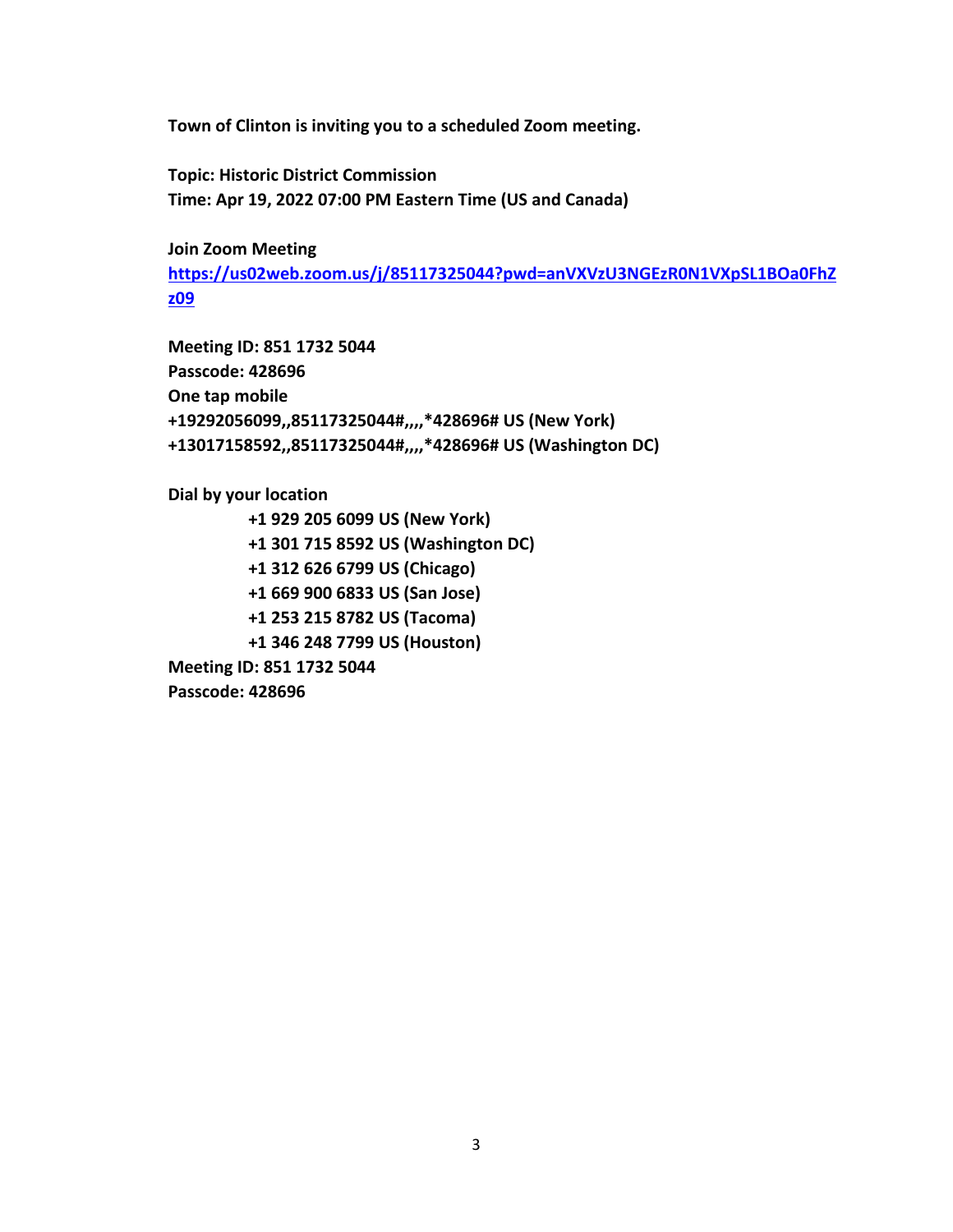**Town of Clinton is inviting you to a scheduled Zoom meeting.**

**Topic: Historic District Commission**
**Time: Apr 19, 2022 07:00 PM Eastern Time (US and Canada)**

**Join Zoom Meeting**
**https://us02web.zoom.us/j/85117325044?pwd=anVXVzU3NGEzR0N1VXpSL1BOa0FhZz09**

**Meeting ID: 851 1732 5044**
**Passcode: 428696**
**One tap mobile**
**+19292056099,,85117325044#,,,,*428696# US (New York)**
**+13017158592,,85117325044#,,,,*428696# US (Washington DC)**

**Dial by your location**
**+1 929 205 6099 US (New York)**
**+1 301 715 8592 US (Washington DC)**
**+1 312 626 6799 US (Chicago)**
**+1 669 900 6833 US (San Jose)**
**+1 253 215 8782 US (Tacoma)**
**+1 346 248 7799 US (Houston)**
**Meeting ID: 851 1732 5044**
**Passcode: 428696**